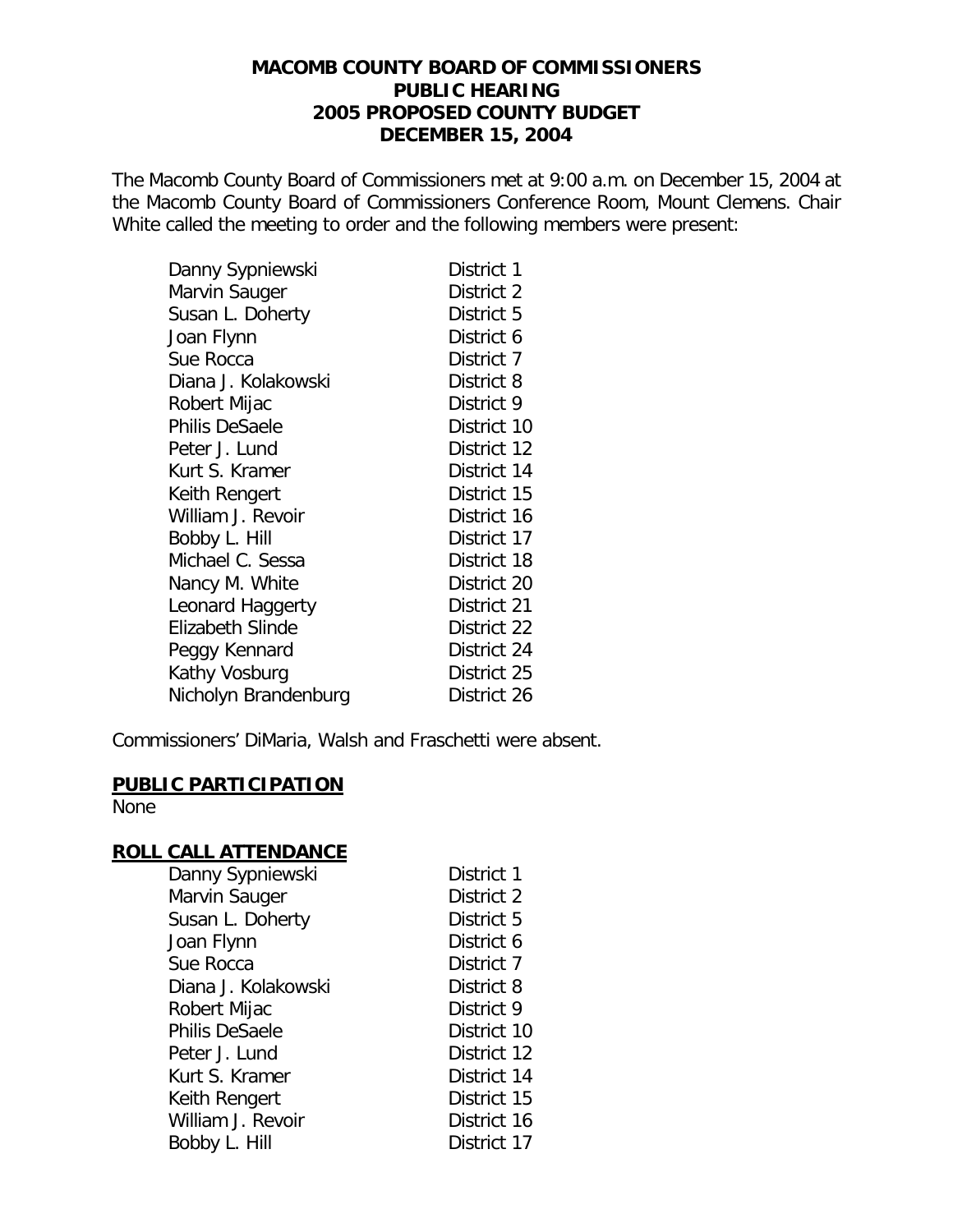**MACOMB COUNTY BOARD OF COMMISSIONERS**
**PUBLIC HEARING**
**2005 PROPOSED COUNTY BUDGET**
**DECEMBER 15, 2004**

The Macomb County Board of Commissioners met at 9:00 a.m. on December 15, 2004 at the Macomb County Board of Commissioners Conference Room, Mount Clemens. Chair White called the meeting to order and the following members were present:

| | |
|---|---|
| Danny Sypniewski | District 1 |
| Marvin Sauger | District 2 |
| Susan L. Doherty | District 5 |
| Joan Flynn | District 6 |
| Sue Rocca | District 7 |
| Diana J. Kolakowski | District 8 |
| Robert Mijac | District 9 |
| Philis DeSaele | District 10 |
| Peter J. Lund | District 12 |
| Kurt S. Kramer | District 14 |
| Keith Rengert | District 15 |
| William J. Revoir | District 16 |
| Bobby L. Hill | District 17 |
| Michael C. Sessa | District 18 |
| Nancy M. White | District 20 |
| Leonard Haggerty | District 21 |
| Elizabeth Slinde | District 22 |
| Peggy Kennard | District 24 |
| Kathy Vosburg | District 25 |
| Nicholyn Brandenburg | District 26 |

Commissioners' DiMaria, Walsh and Fraschetti were absent.

**PUBLIC PARTICIPATION**

None

**ROLL CALL ATTENDANCE**

| | |
|---|---|
| Danny Sypniewski | District 1 |
| Marvin Sauger | District 2 |
| Susan L. Doherty | District 5 |
| Joan Flynn | District 6 |
| Sue Rocca | District 7 |
| Diana J. Kolakowski | District 8 |
| Robert Mijac | District 9 |
| Philis DeSaele | District 10 |
| Peter J. Lund | District 12 |
| Kurt S. Kramer | District 14 |
| Keith Rengert | District 15 |
| William J. Revoir | District 16 |
| Bobby L. Hill | District 17 |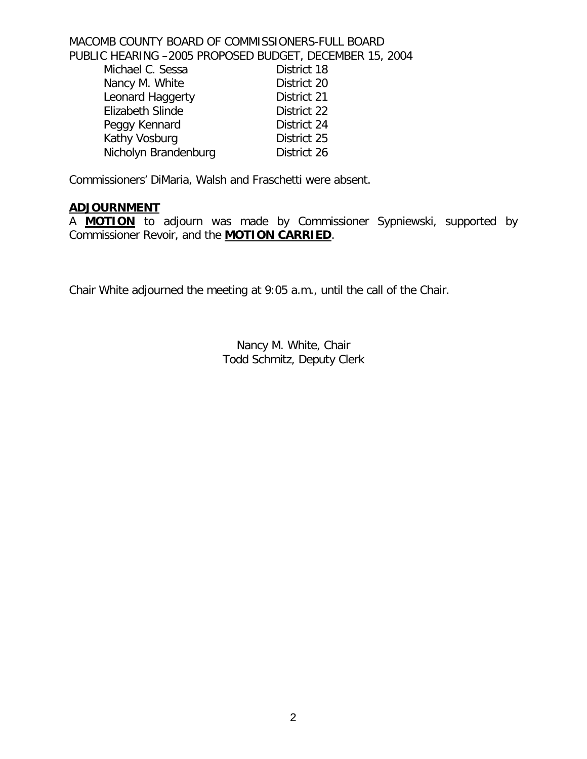MACOMB COUNTY BOARD OF COMMISSIONERS-FULL BOARD
PUBLIC HEARING –2005 PROPOSED BUDGET, DECEMBER 15, 2004

| | |
|---|---|
| Michael C. Sessa | District 18 |
| Nancy M. White | District 20 |
| Leonard Haggerty | District 21 |
| Elizabeth Slinde | District 22 |
| Peggy Kennard | District 24 |
| Kathy Vosburg | District 25 |
| Nicholyn Brandenburg | District 26 |

Commissioners' DiMaria, Walsh and Fraschetti were absent.

**ADJOURNMENT**

A **MOTION** to adjourn was made by Commissioner Sypniewski, supported by Commissioner Revoir, and the **MOTION CARRIED**.

Chair White adjourned the meeting at 9:05 a.m., until the call of the Chair.

Nancy M. White, Chair
Todd Schmitz, Deputy Clerk